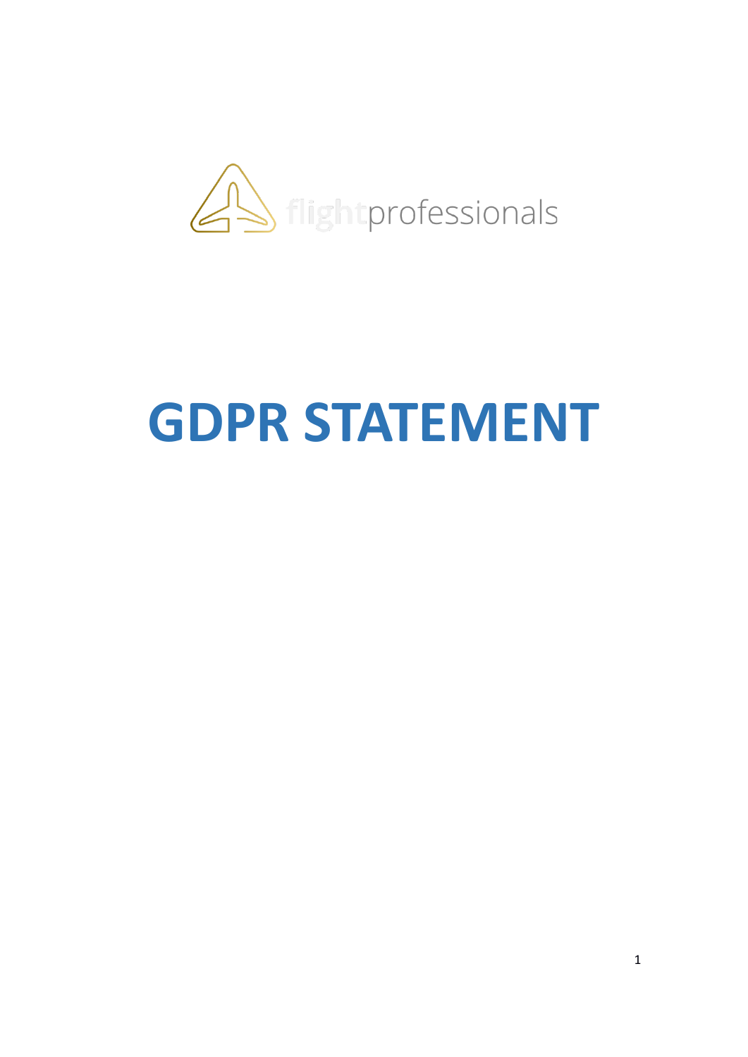flightprofessionals

# GDPR STATEMENT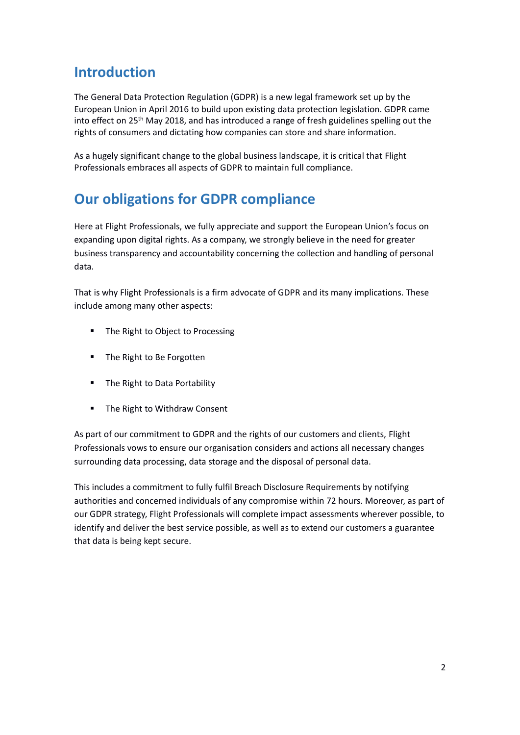## Introduction

The General Data Protection Regulation (GDPR) is a new legal framework set up by the European Union in April 2016 to build upon existing data protection legislation. GDPR came into effect on 25th May 2018, and has introduced a range of fresh guidelines spelling out the rights of consumers and dictating how companies can store and share information.

As a hugely significant change to the global business landscape, it is critical that Flight Professionals embraces all aspects of GDPR to maintain full compliance.

## Our obligations for GDPR compliance

Here at Flight Professionals, we fully appreciate and support the European Union's focus on expanding upon digital rights. As a company, we strongly believe in the need for greater business transparency and accountability concerning the collection and handling of personal data.

That is why Flight Professionals is a firm advocate of GDPR and its many implications. These include among many other aspects:

- The Right to Object to Processing
- The Right to Be Forgotten
- The Right to Data Portability
- The Right to Withdraw Consent

As part of our commitment to GDPR and the rights of our customers and clients, Flight Professionals vows to ensure our organisation considers and actions all necessary changes surrounding data processing, data storage and the disposal of personal data.

This includes a commitment to fully fulfil Breach Disclosure Requirements by notifying authorities and concerned individuals of any compromise within 72 hours. Moreover, as part of our GDPR strategy, Flight Professionals will complete impact assessments wherever possible, to identify and deliver the best service possible, as well as to extend our customers a guarantee that data is being kept secure.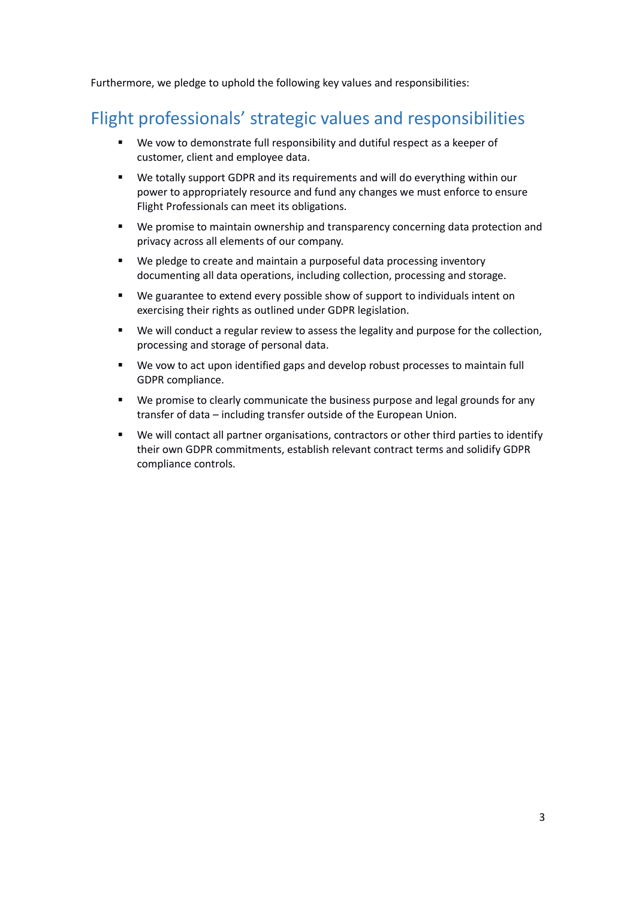Furthermore, we pledge to uphold the following key values and responsibilities:

## Flight professionals' strategic values and responsibilities

- We vow to demonstrate full responsibility and dutiful respect as a keeper of customer, client and employee data.
- We totally support GDPR and its requirements and will do everything within our power to appropriately resource and fund any changes we must enforce to ensure Flight Professionals can meet its obligations.
- We promise to maintain ownership and transparency concerning data protection and privacy across all elements of our company.
- We pledge to create and maintain a purposeful data processing inventory documenting all data operations, including collection, processing and storage.
- We guarantee to extend every possible show of support to individuals intent on exercising their rights as outlined under GDPR legislation.
- We will conduct a regular review to assess the legality and purpose for the collection, processing and storage of personal data.
- We vow to act upon identified gaps and develop robust processes to maintain full GDPR compliance.
- We promise to clearly communicate the business purpose and legal grounds for any transfer of data – including transfer outside of the European Union.
- We will contact all partner organisations, contractors or other third parties to identify their own GDPR commitments, establish relevant contract terms and solidify GDPR compliance controls.